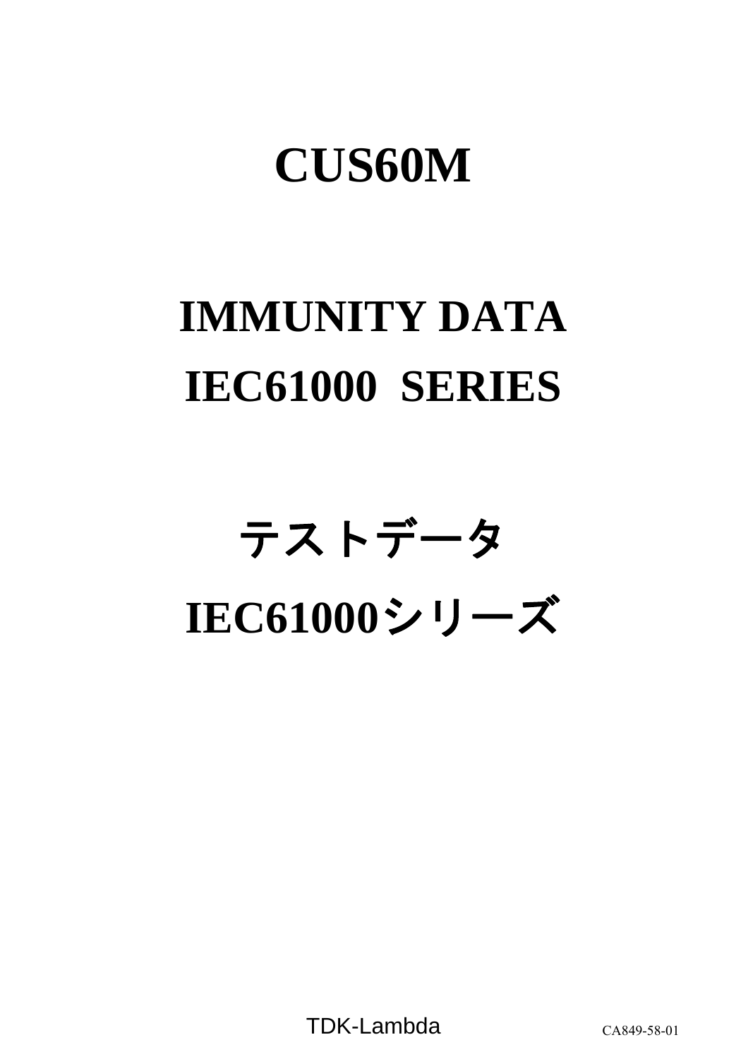# CUS60M

# IMMUNITY DATA
# IEC61000  SERIES

# テストデータ
# IEC61000シリーズ

TDK-Lambda

CA849-58-01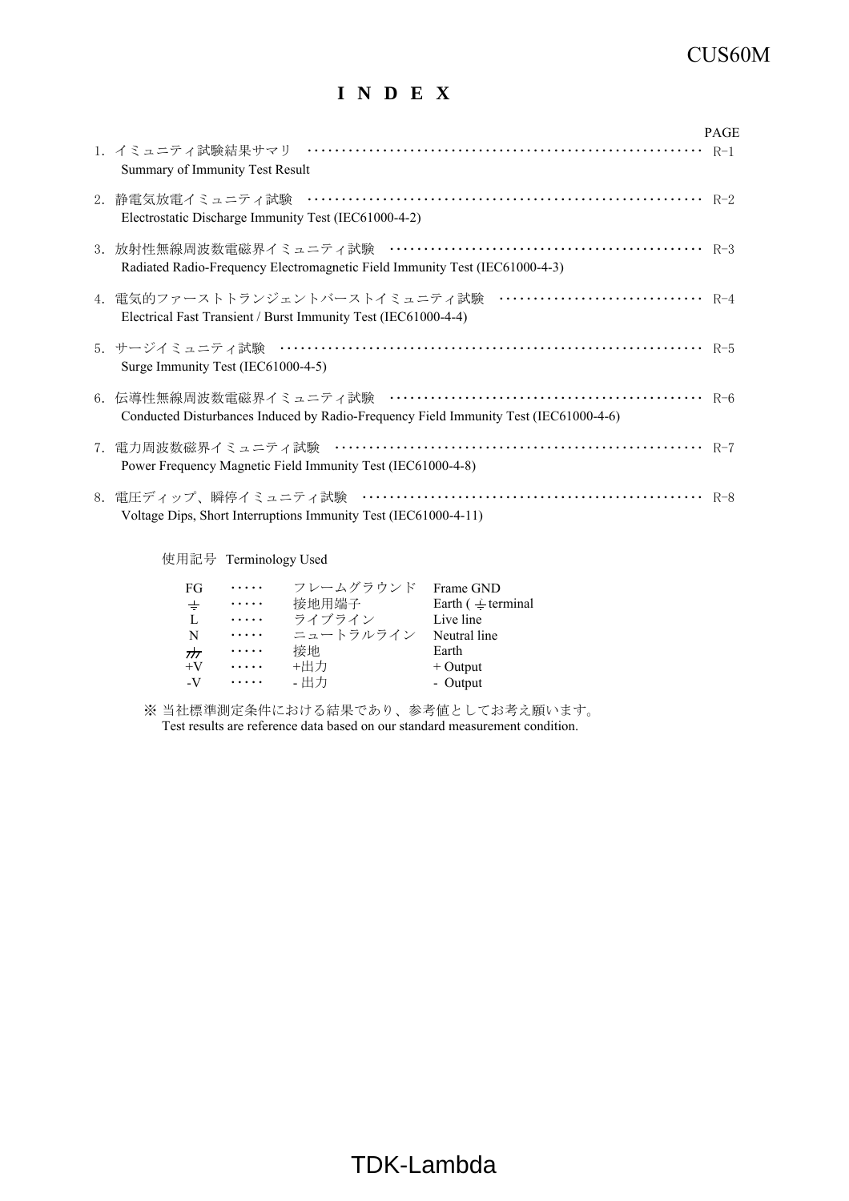# INDEX

| | PAGE |
|---|---|
| 1. イミュニティ試験結果サマリ<br>Summary of Immunity Test Result | R-1 |
| 2. 静電気放電イミュニティ試験<br>Electrostatic Discharge Immunity Test (IEC61000-4-2) | R-2 |
| 3. 放射性無線周波数電磁界イミュニティ試験<br>Radiated Radio-Frequency Electromagnetic Field Immunity Test (IEC61000-4-3) | R-3 |
| 4. 電気的ファーストトランジェントバーストイミュニティ試験<br>Electrical Fast Transient / Burst Immunity Test (IEC61000-4-4) | R-4 |
| 5. サージイミュニティ試験<br>Surge Immunity Test (IEC61000-4-5) | R-5 |
| 6. 伝導性無線周波数電磁界イミュニティ試験<br>Conducted Disturbances Induced by Radio-Frequency Field Immunity Test (IEC61000-4-6) | R-6 |
| 7. 電力周波数磁界イミュニティ試験<br>Power Frequency Magnetic Field Immunity Test (IEC61000-4-8) | R-7 |
| 8. 電圧ディップ、瞬停イミュニティ試験<br>Voltage Dips, Short Interruptions Immunity Test (IEC61000-4-11) | R-8 |

使用記号 Terminology Used

| Symbol | | 日本語 | English |
|---|---|---|---|
| FG | ····· | フレームグラウンド | Frame GND |
| ⏚ | ····· | 接地用端子 | Earth ( ⏚ terminal |
| L | ····· | ライブライン | Live line |
| N | ····· | ニュートラルライン | Neutral line |
| ⏚ | ····· | 接地 | Earth |
| +V | ····· | +出力 | + Output |
| -V | ····· | - 出力 | - Output |

※ 当社標準測定条件における結果であり、参考値としてお考え願います。
Test results are reference data based on our standard measurement condition.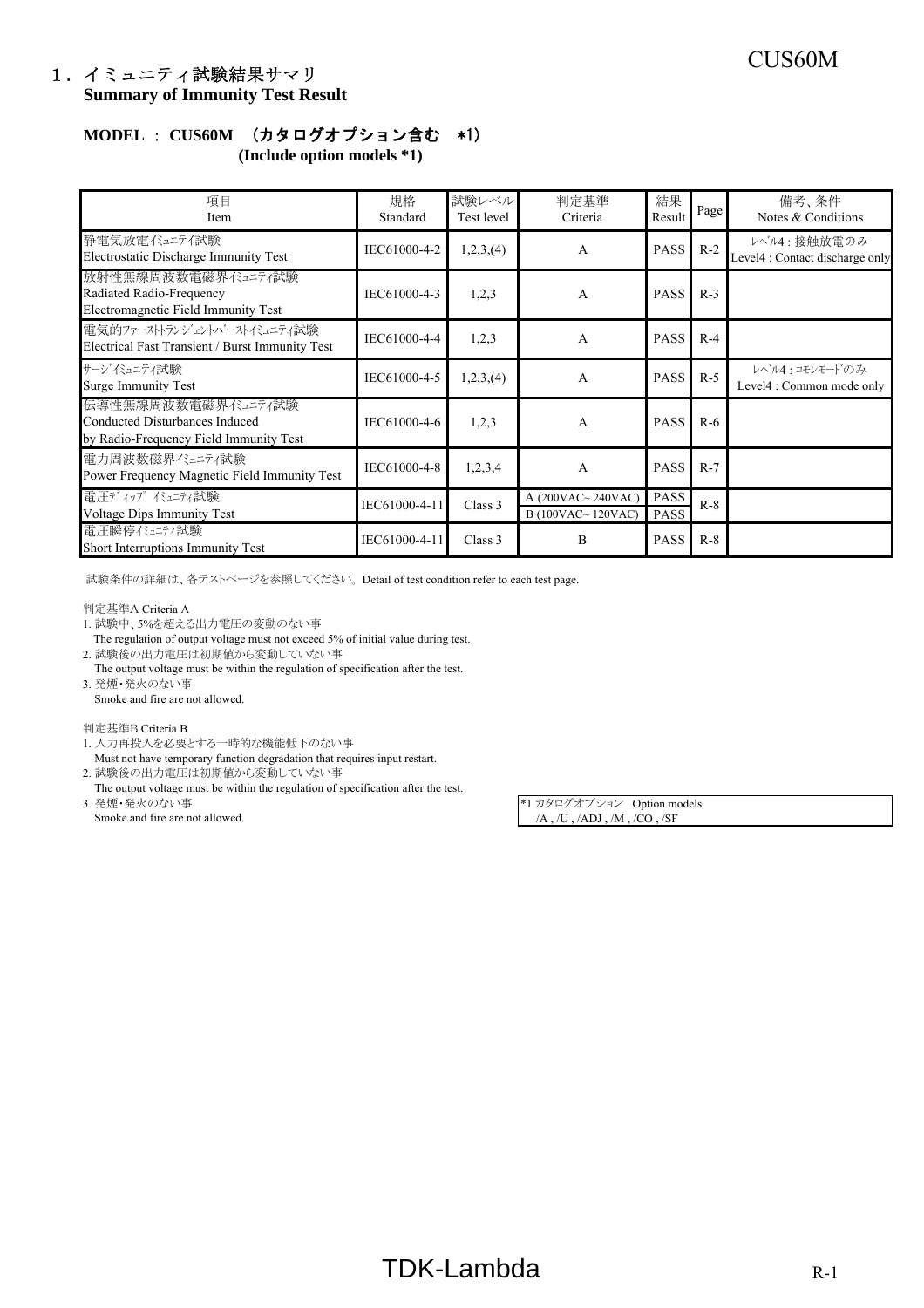## 1．イミュニティ試験結果サマリ
**Summary of Immunity Test Result**

**MODEL ： CUS60M （カタログオプション含む ＊1）**
**(Include option models \*1)**

| 項目<br>Item | 規格<br>Standard | 試験レベル<br>Test level | 判定基準<br>Criteria | 結果<br>Result | Page | 備考、条件<br>Notes & Conditions |
|---|---|---|---|---|---|---|
| 静電気放電ｲﾐｭﾆﾃｨ試験<br>Electrostatic Discharge Immunity Test | IEC61000-4-2 | 1,2,3,(4) | A | PASS | R-2 | ﾚﾍﾞﾙ4 : 接触放電のみ<br>Level4 : Contact discharge only |
| 放射性無線周波数電磁界ｲﾐｭﾆﾃｨ試験<br>Radiated Radio-Frequency<br>Electromagnetic Field Immunity Test | IEC61000-4-3 | 1,2,3 | A | PASS | R-3 | |
| 電気的ﾌｧｰｽﾄﾄﾗﾝｼﾞｪﾝﾄﾊﾞｰｽﾄｲﾐｭﾆﾃｨ試験<br>Electrical Fast Transient / Burst Immunity Test | IEC61000-4-4 | 1,2,3 | A | PASS | R-4 | |
| ｻｰｼﾞｲﾐｭﾆﾃｨ試験<br>Surge Immunity Test | IEC61000-4-5 | 1,2,3,(4) | A | PASS | R-5 | ﾚﾍﾞﾙ4 : ｺﾓﾝﾓｰﾄﾞのみ<br>Level4 : Common mode only |
| 伝導性無線周波数電磁界ｲﾐｭﾆﾃｨ試験<br>Conducted Disturbances Induced<br>by Radio-Frequency Field Immunity Test | IEC61000-4-6 | 1,2,3 | A | PASS | R-6 | |
| 電力周波数磁界ｲﾐｭﾆﾃｨ試験<br>Power Frequency Magnetic Field Immunity Test | IEC61000-4-8 | 1,2,3,4 | A | PASS | R-7 | |
| 電圧ﾃﾞｨｯﾌﾟ ｲﾐｭﾆﾃｨ試験<br>Voltage Dips Immunity Test | IEC61000-4-11 | Class 3 | A (200VAC~ 240VAC)<br>B (100VAC~ 120VAC) | PASS<br>PASS | R-8 | |
| 電圧瞬停ｲﾐｭﾆﾃｨ試験<br>Short Interruptions Immunity Test | IEC61000-4-11 | Class 3 | B | PASS | R-8 | |

試験条件の詳細は、各テストページを参照してください。Detail of test condition refer to each test page.

判定基準A Criteria A
1. 試験中、5%を超える出力電圧の変動のない事
   The regulation of output voltage must not exceed 5% of initial value during test.
2. 試験後の出力電圧は初期値から変動していない事
   The output voltage must be within the regulation of specification after the test.
3. 発煙・発火のない事
   Smoke and fire are not allowed.

判定基準B Criteria B
1. 入力再投入を必要とする一時的な機能低下のない事
   Must not have temporary function degradation that requires input restart.
2. 試験後の出力電圧は初期値から変動していない事
   The output voltage must be within the regulation of specification after the test.
3. 発煙・発火のない事
   Smoke and fire are not allowed.

*1 カタログオプション Option models
/A , /U , /ADJ , /M , /CO , /SF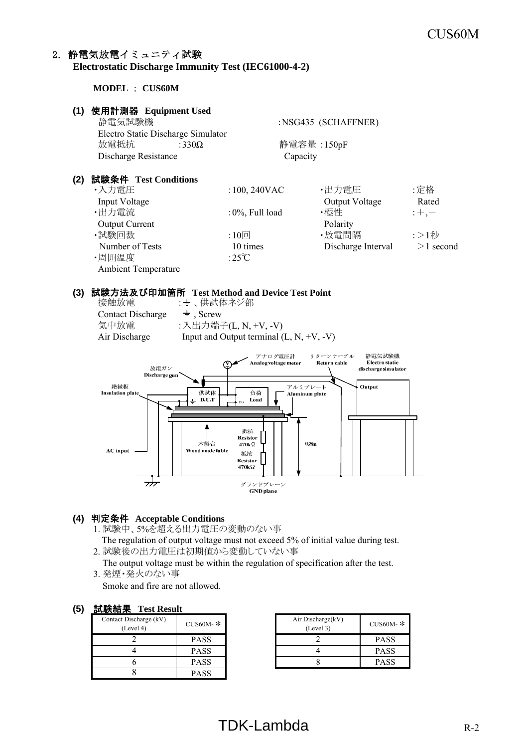## 2. 静電気放電イミュニティ試験
**Electrostatic Discharge Immunity Test (IEC61000-4-2)**

**MODEL : CUS60M**

### (1) 使用計測器 Equipment Used

静電気試験機 Electro Static Discharge Simulator : NSG435 (SCHAFFNER)

放電抵抗 Discharge Resistance : 330Ω　　静電容量 Capacity : 150pF

### (2) 試験条件 Test Conditions

- 入力電圧 Input Voltage : 100, 240VAC
- 出力電圧 Output Voltage : 定格 Rated
- 出力電流 Output Current : 0%, Full load
- 極性 Polarity : +, −
- 試験回数 Number of Tests : 10回 10 times
- 放電間隔 Discharge Interval : >1秒 >1 second
- 周囲温度 Ambient Temperature : 25℃

### (3) 試験方法及び印加箇所 Test Method and Device Test Point

接触放電 Contact Discharge : ⏚ 、供試体ネジ部 ⏚ , Screw

気中放電 Air Discharge : 入出力端子(L, N, +V, -V) Input and Output terminal (L, N, +V, -V)

アナログ電圧計 Analog voltage meter　リターンケーブル Return cable　静電気試験機 Electro static discharge simulator　放電ガン Discharge gun　絶縁板 Insulation plate　供試体 D.U.T　負荷 Load　FG　アルミプレート Aluminum plate　Output　AC input　木製台 Wood made table　抵抗 Resistor 470kΩ　抵抗 Resistor 470kΩ　0.8m　グランドプレーン GND plane

### (4) 判定条件 Acceptable Conditions

1. 試験中、5%を超える出力電圧の変動のない事
   The regulation of output voltage must not exceed 5% of initial value during test.
2. 試験後の出力電圧は初期値から変動していない事
   The output voltage must be within the regulation of specification after the test.
3. 発煙・発火のない事
   Smoke and fire are not allowed.

### (5) 試験結果 Test Result

| Contact Discharge (kV) (Level 4) | CUS60M- * |
|---|---|
| 2 | PASS |
| 4 | PASS |
| 6 | PASS |
| 8 | PASS |

| Air Discharge(kV) (Level 3) | CUS60M- * |
|---|---|
| 2 | PASS |
| 4 | PASS |
| 8 | PASS |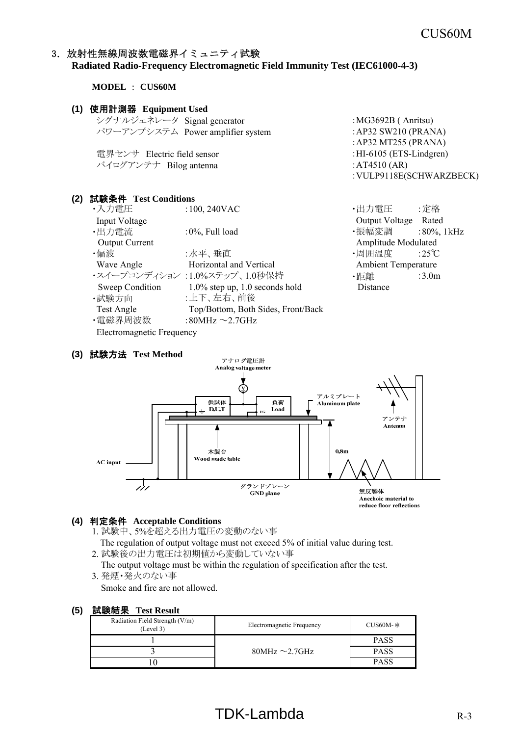## 3. 放射性無線周波数電磁界イミュニティ試験
**Radiated Radio-Frequency Electromagnetic Field Immunity Test (IEC61000-4-3)**

**MODEL ： CUS60M**

### (1) 使用計測器 Equipment Used

シグナルジェネレータ Signal generator ：MG3692B ( Anritsu)
パワーアンプシステム Power amplifier system ：AP32 SW210 (PRANA)
：AP32 MT255 (PRANA)
電界センサ Electric field sensor ：HI-6105 (ETS-Lindgren)
バイログアンテナ Bilog antenna ：AT4510 (AR)
：VULP9118E(SCHWARZBECK)

### (2) 試験条件 Test Conditions

- ・入力電圧 Input Voltage ：100, 240VAC
- ・出力電流 Output Current ：0%, Full load
- ・偏波 Wave Angle ：水平、垂直 Horizontal and Vertical
- ・スイープコンディション Sweep Condition ：1.0%ステップ、1.0秒保持 1.0% step up, 1.0 seconds hold
- ・試験方向 Test Angle ：上下、左右、前後 Top/Bottom, Both Sides, Front/Back
- ・電磁界周波数 Electromagnetic Frequency ：80MHz ～2.7GHz
- ・出力電圧 Output Voltage ：定格 Rated
- ・振幅変調 Amplitude Modulated ：80%, 1kHz
- ・周囲温度 Ambient Temperature ：25℃
- ・距離 Distance ：3.0m

### (3) 試験方法 Test Method

アナログ電圧計 Analog voltage meter
供試体 D.U.T
負荷 Load
FG
アルミプレート Aluminum plate
アンテナ Antenna
木製台 Wood made table
0.8m
AC input
グランドプレーン GND plane
無反響体 Anechoic material to reduce floor reflections

### (4) 判定条件 Acceptable Conditions

1. 試験中、5%を超える出力電圧の変動のない事
   The regulation of output voltage must not exceed 5% of initial value during test.
2. 試験後の出力電圧は初期値から変動していない事
   The output voltage must be within the regulation of specification after the test.
3. 発煙・発火のない事
   Smoke and fire are not allowed.

### (5) 試験結果 Test Result

| Radiation Field Strength (V/m) (Level 3) | Electromagnetic Frequency | CUS60M-＊ |
|---|---|---|
| 1 | 80MHz ～2.7GHz | PASS |
| 3 | | PASS |
| 10 | | PASS |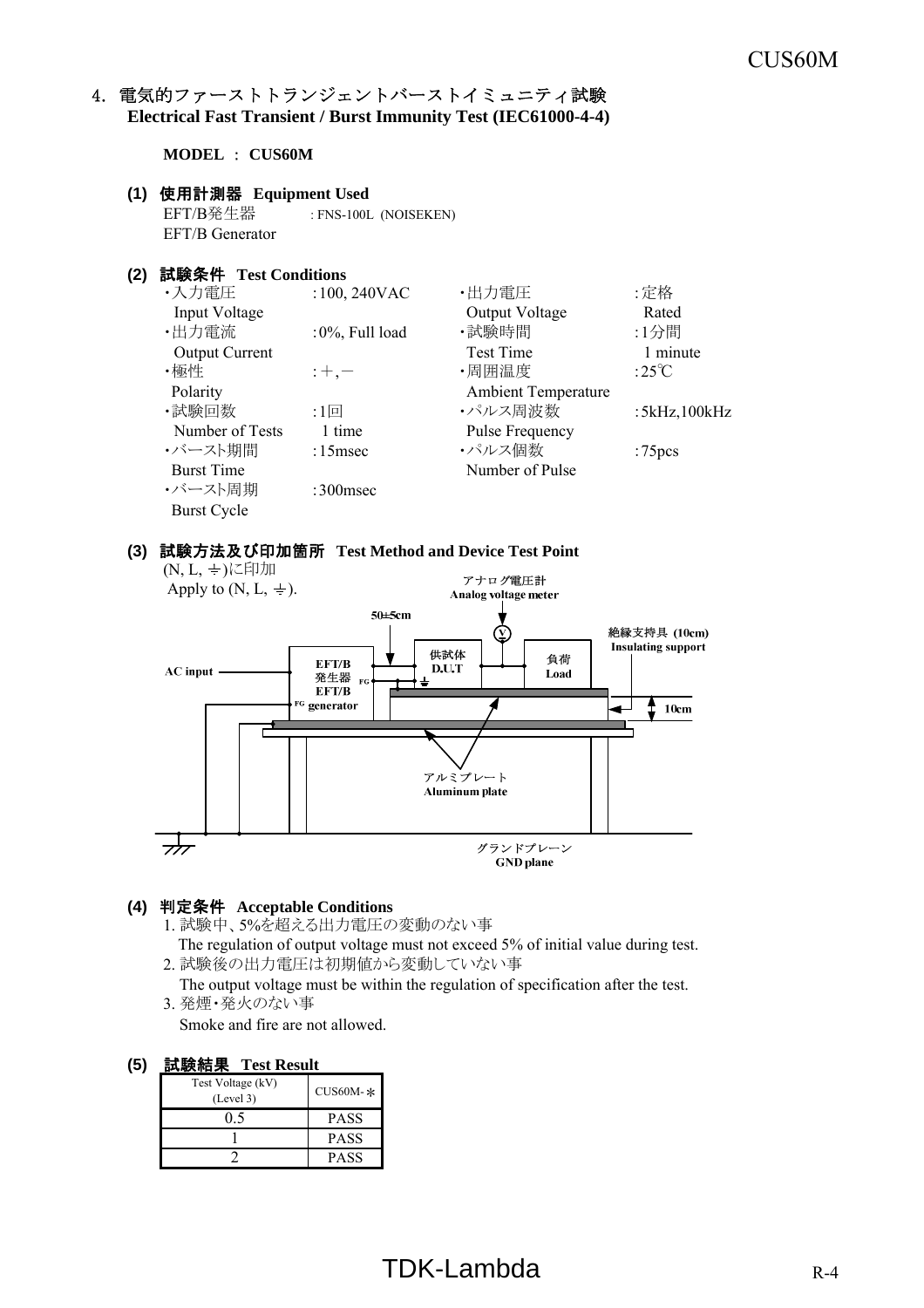## 4. 電気的ファーストトランジェントバーストイミュニティ試験 Electrical Fast Transient / Burst Immunity Test (IEC61000-4-4)

**MODEL ： CUS60M**

### (1) 使用計測器 Equipment Used

EFT/B発生器 : FNS-100L (NOISEKEN)
EFT/B Generator

### (2) 試験条件 Test Conditions

| | | | |
|---|---|---|---|
| ・入力電圧 Input Voltage | :100, 240VAC | ・出力電圧 Output Voltage | :定格 Rated |
| ・出力電流 Output Current | :0%, Full load | ・試験時間 Test Time | :1分間 1 minute |
| ・極性 Polarity | :＋,－ | ・周囲温度 Ambient Temperature | :25℃ |
| ・試験回数 Number of Tests | :1回 1 time | ・パルス周波数 Pulse Frequency | :5kHz,100kHz |
| ・バースト期間 Burst Time | :15msec | ・パルス個数 Number of Pulse | :75pcs |
| ・バースト周期 Burst Cycle | :300msec | | |

### (3) 試験方法及び印加箇所 Test Method and Device Test Point

(N, L, ⏚)に印加
Apply to (N, L, ⏚).

アナログ電圧計 Analog voltage meter
50±5cm
絶縁支持具 (10cm) Insulating support
AC input
EFT/B発生器 EFT/B generator
FG
供試体 D.U.T
負荷 Load
10cm
アルミプレート Aluminum plate
グランドプレーン GND plane

### (4) 判定条件 Acceptable Conditions

1. 試験中、5%を超える出力電圧の変動のない事
   The regulation of output voltage must not exceed 5% of initial value during test.
2. 試験後の出力電圧は初期値から変動していない事
   The output voltage must be within the regulation of specification after the test.
3. 発煙・発火のない事
   Smoke and fire are not allowed.

### (5) 試験結果 Test Result

| Test Voltage (kV) (Level 3) | CUS60M-* |
|---|---|
| 0.5 | PASS |
| 1 | PASS |
| 2 | PASS |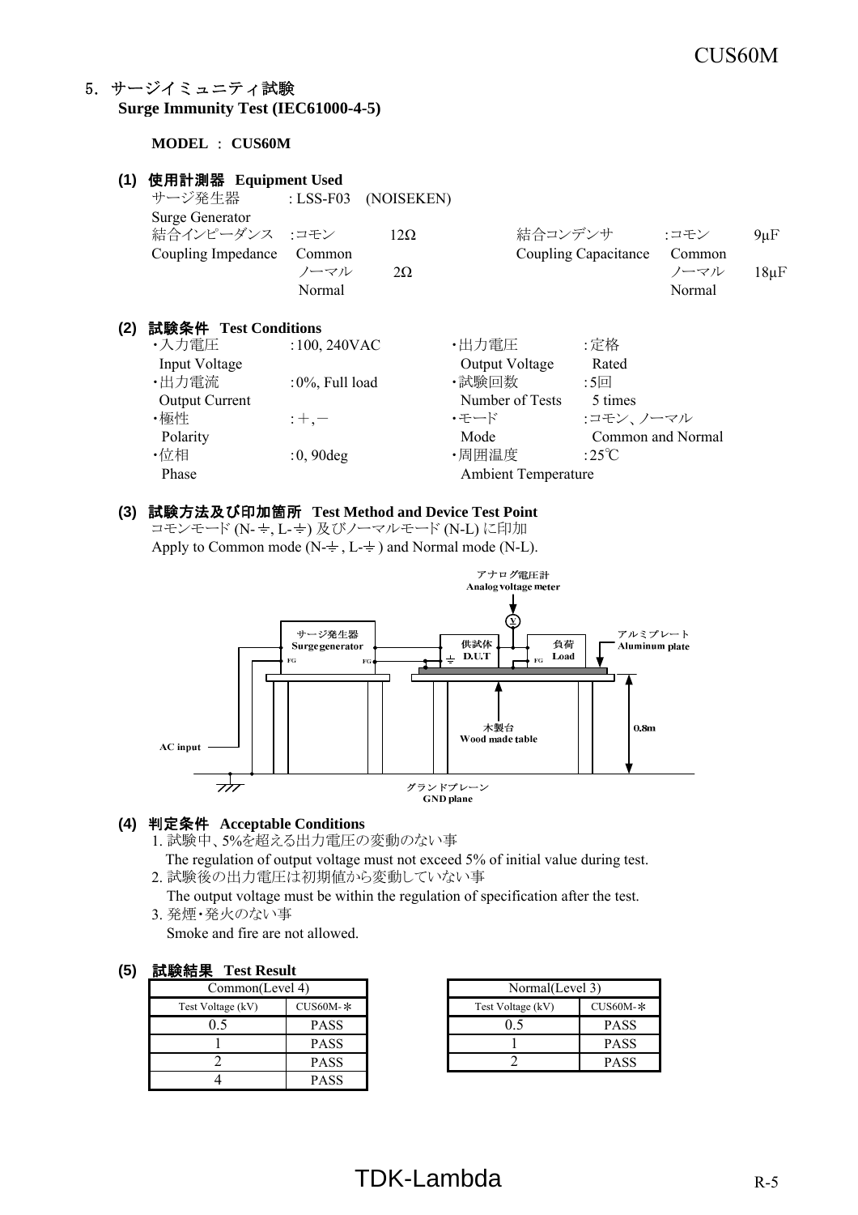## 5. サージイミュニティ試験
**Surge Immunity Test (IEC61000-4-5)**

**MODEL ： CUS60M**

### (1) 使用計測器 Equipment Used

サージ発生器 : LSS-F03 (NOISEKEN)
Surge Generator

| | | | | | |
|---|---|---|---|---|---|
| 結合インピーダンス Coupling Impedance | :コモン Common | 12Ω | 結合コンデンサ Coupling Capacitance | :コモン Common | 9μF |
| | ノーマル Normal | 2Ω | | ノーマル Normal | 18μF |

### (2) 試験条件 Test Conditions

| | | | |
|---|---|---|---|
| ・入力電圧 Input Voltage | : 100, 240VAC | ・出力電圧 Output Voltage | : 定格 Rated |
| ・出力電流 Output Current | : 0%, Full load | ・試験回数 Number of Tests | : 5回 5 times |
| ・極性 Polarity | : ＋, － | ・モード Mode | :コモン、ノーマル Common and Normal |
| ・位相 Phase | : 0, 90deg | ・周囲温度 Ambient Temperature | : 25℃ |

### (3) 試験方法及び印加箇所 Test Method and Device Test Point

コモンモード (N-⏚, L-⏚) 及びノーマルモード (N-L) に印加
Apply to Common mode (N-⏚ , L-⏚ ) and Normal mode (N-L).

アナログ電圧計 Analog voltage meter
サージ発生器 Surge generator
供試体 D.U.T
負荷 Load
アルミプレート Aluminum plate
木製台 Wood made table
0.8m
AC input
グランドプレーン GND plane

### (4) 判定条件 Acceptable Conditions

1. 試験中、5%を超える出力電圧の変動のない事
   The regulation of output voltage must not exceed 5% of initial value during test.
2. 試験後の出力電圧は初期値から変動していない事
   The output voltage must be within the regulation of specification after the test.
3. 発煙・発火のない事
   Smoke and fire are not allowed.

### (5) 試験結果 Test Result

| Common(Level 4) | |
|---|---|
| Test Voltage (kV) | CUS60M-* |
| 0.5 | PASS |
| 1 | PASS |
| 2 | PASS |
| 4 | PASS |

| Normal(Level 3) | |
|---|---|
| Test Voltage (kV) | CUS60M-* |
| 0.5 | PASS |
| 1 | PASS |
| 2 | PASS |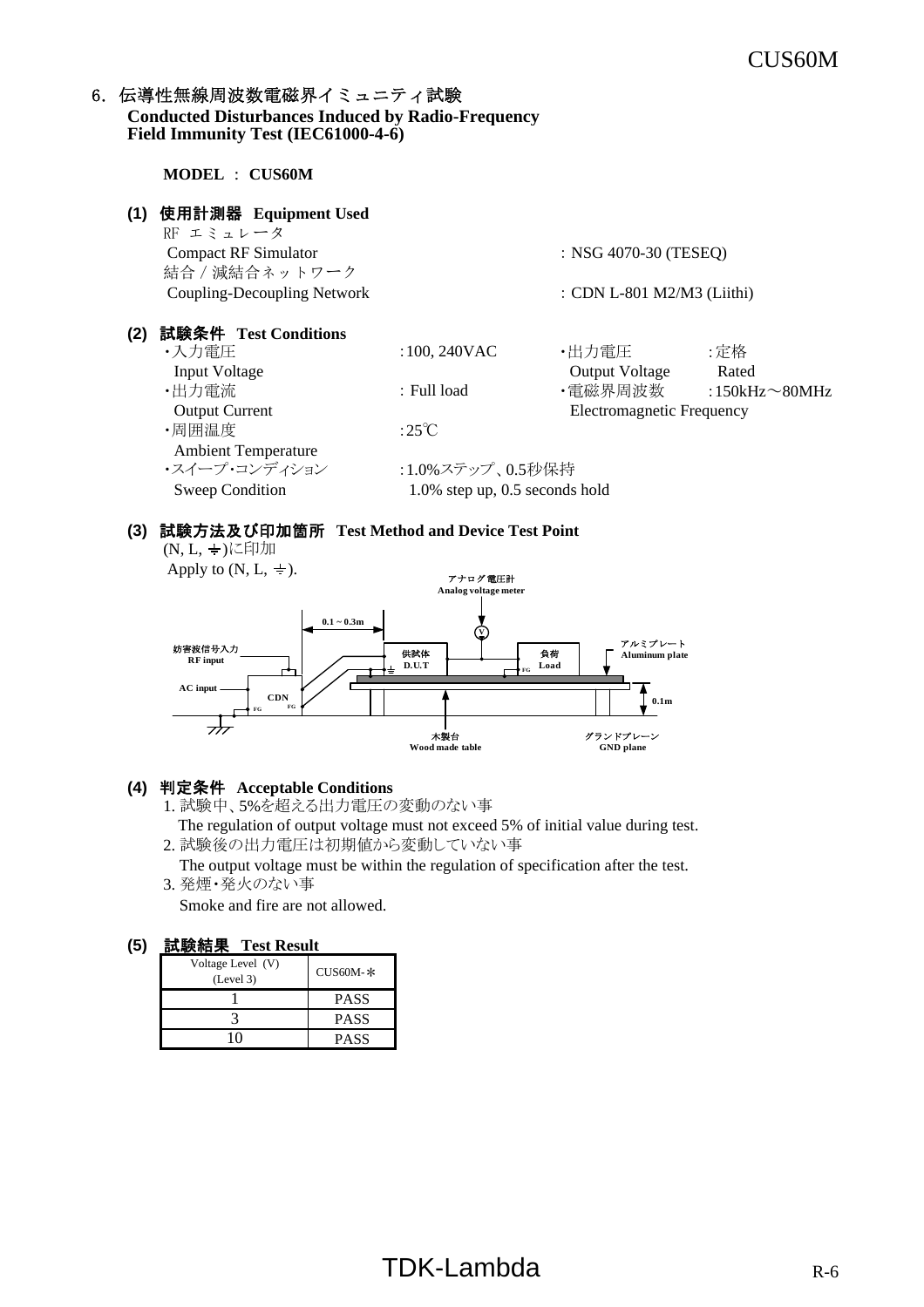## 6. 伝導性無線周波数電磁界イミュニティ試験
**Conducted Disturbances Induced by Radio-Frequency Field Immunity Test (IEC61000-4-6)**

**MODEL ： CUS60M**

### (1) 使用計測器 Equipment Used

RF エミュレータ
Compact RF Simulator ： NSG 4070-30 (TESEQ)

結合／減結合ネットワーク
Coupling-Decoupling Network ： CDN L-801 M2/M3 (Liithi)

### (2) 試験条件 Test Conditions

- ・入力電圧 Input Voltage ：100, 240VAC
- ・出力電圧 Output Voltage ：定格 Rated
- ・出力電流 Output Current ： Full load
- ・電磁界周波数 Electromagnetic Frequency ：150kHz～80MHz
- ・周囲温度 Ambient Temperature ：25℃
- ・スイープ･コンディション Sweep Condition ：1.0%ステップ、0.5秒保持 1.0% step up, 0.5 seconds hold

### (3) 試験方法及び印加箇所 Test Method and Device Test Point

(N, L, ⏚)に印加
Apply to (N, L, ⏚).

アナログ電圧計 Analog voltage meter
妨害波信号入力 RF input
AC input
CDN
FG
0.1～0.3m
供試体 D.U.T
負荷 Load
アルミプレート Aluminum plate
0.1m
木製台 Wood made table
グランドプレーン GND plane

### (4) 判定条件 Acceptable Conditions

1. 試験中、5%を超える出力電圧の変動のない事
   The regulation of output voltage must not exceed 5% of initial value during test.
2. 試験後の出力電圧は初期値から変動していない事
   The output voltage must be within the regulation of specification after the test.
3. 発煙･発火のない事
   Smoke and fire are not allowed.

### (5) 試験結果 Test Result

| Voltage Level (V) (Level 3) | CUS60M-* |
|---|---|
| 1 | PASS |
| 3 | PASS |
| 10 | PASS |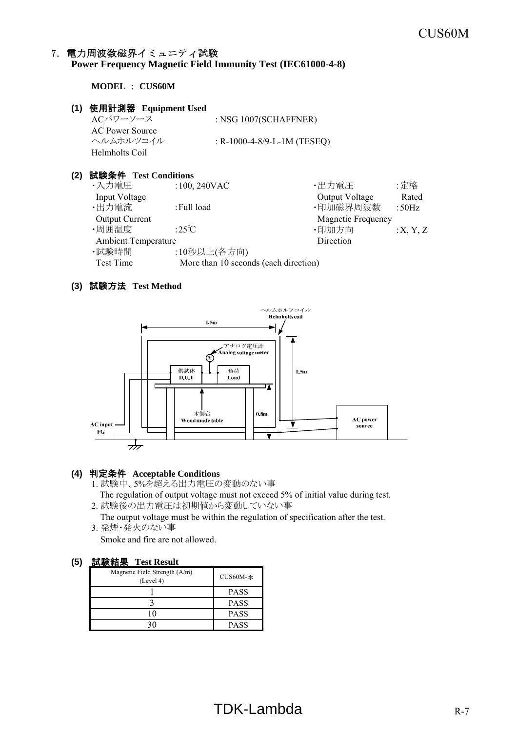## 7. 電力周波数磁界イミュニティ試験
**Power Frequency Magnetic Field Immunity Test (IEC61000-4-8)**

**MODEL** : **CUS60M**

### (1) 使用計測器 Equipment Used

ACパワーソース
AC Power Source : NSG 1007(SCHAFFNER)

ヘルムホルツコイル
Helmholts Coil : R-1000-4-8/9-L-1M (TESEQ)

### (2) 試験条件 Test Conditions

・入力電圧 Input Voltage : 100, 240VAC
・出力電流 Output Current : Full load
・周囲温度 Ambient Temperature : 25℃
・試験時間 Test Time : 10秒以上(各方向) More than 10 seconds (each direction)
・出力電圧 Output Voltage : 定格 Rated
・印加磁界周波数 Magnetic Frequency : 50Hz
・印加方向 Direction : X, Y, Z

### (3) 試験方法 Test Method

ヘルムホルツコイル Helmholts coil
1.5m
アナログ電圧計 Analog voltage meter
供試体 D.U.T
負荷 Load
1.5m
木製台 Wood made table
0.8m
AC input
FG
AC power source

### (4) 判定条件 Acceptable Conditions

1. 試験中、5%を超える出力電圧の変動のない事
   The regulation of output voltage must not exceed 5% of initial value during test.
2. 試験後の出力電圧は初期値から変動していない事
   The output voltage must be within the regulation of specification after the test.
3. 発煙・発火のない事
   Smoke and fire are not allowed.

### (5) 試験結果 Test Result

| Magnetic Field Strength (A/m) (Level 4) | CUS60M-* |
|---|---|
| 1 | PASS |
| 3 | PASS |
| 10 | PASS |
| 30 | PASS |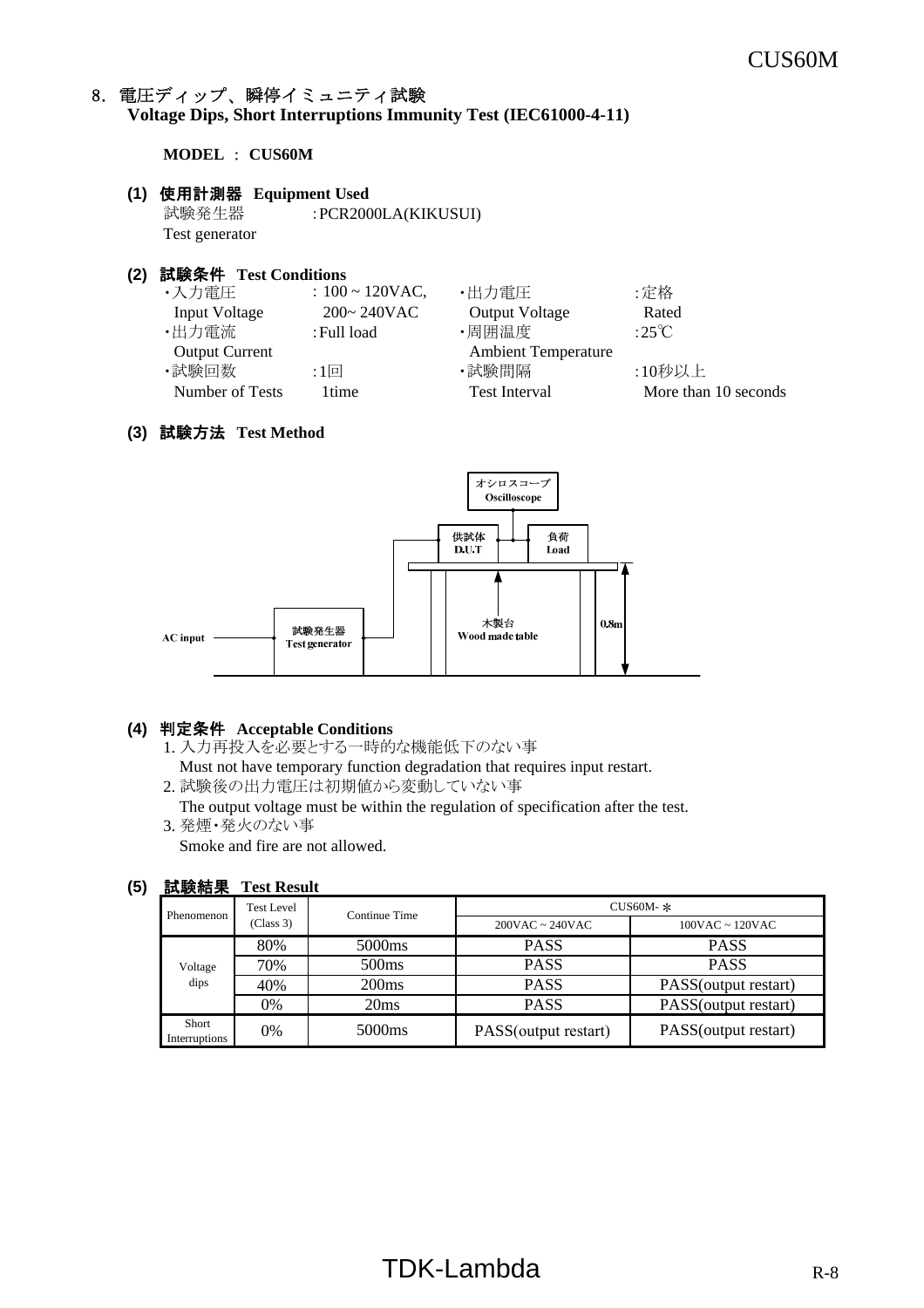## 8. 電圧ディップ、瞬停イミュニティ試験
**Voltage Dips, Short Interruptions Immunity Test (IEC61000-4-11)**

**MODEL ： CUS60M**

### (1) 使用計測器 Equipment Used

試験発生器 :PCR2000LA(KIKUSUI)
Test generator

### (2) 試験条件 Test Conditions

| | | | |
|---|---|---|---|
| ・入力電圧 Input Voltage | : 100 ~ 120VAC, 200~ 240VAC | ・出力電圧 Output Voltage | :定格 Rated |
| ・出力電流 Output Current | :Full load | ・周囲温度 Ambient Temperature | :25℃ |
| ・試験回数 Number of Tests | :1回 1time | ・試験間隔 Test Interval | :10秒以上 More than 10 seconds |

### (3) 試験方法 Test Method

オシロスコープ Oscilloscope
供試体 D.U.T
負荷 Load
木製台 Wood made table
0.8m
AC input
試験発生器 Test generator

### (4) 判定条件 Acceptable Conditions

1. 入力再投入を必要とする一時的な機能低下のない事
   Must not have temporary function degradation that requires input restart.
2. 試験後の出力電圧は初期値から変動していない事
   The output voltage must be within the regulation of specification after the test.
3. 発煙・発火のない事
   Smoke and fire are not allowed.

### (5) 試験結果 Test Result

| Phenomenon | Test Level (Class 3) | Continue Time | CUS60M- * | |
|---|---|---|---|---|
| | | | 200VAC ~ 240VAC | 100VAC ~ 120VAC |
| Voltage dips | 80% | 5000ms | PASS | PASS |
| | 70% | 500ms | PASS | PASS |
| | 40% | 200ms | PASS | PASS(output restart) |
| | 0% | 20ms | PASS | PASS(output restart) |
| Short Interruptions | 0% | 5000ms | PASS(output restart) | PASS(output restart) |